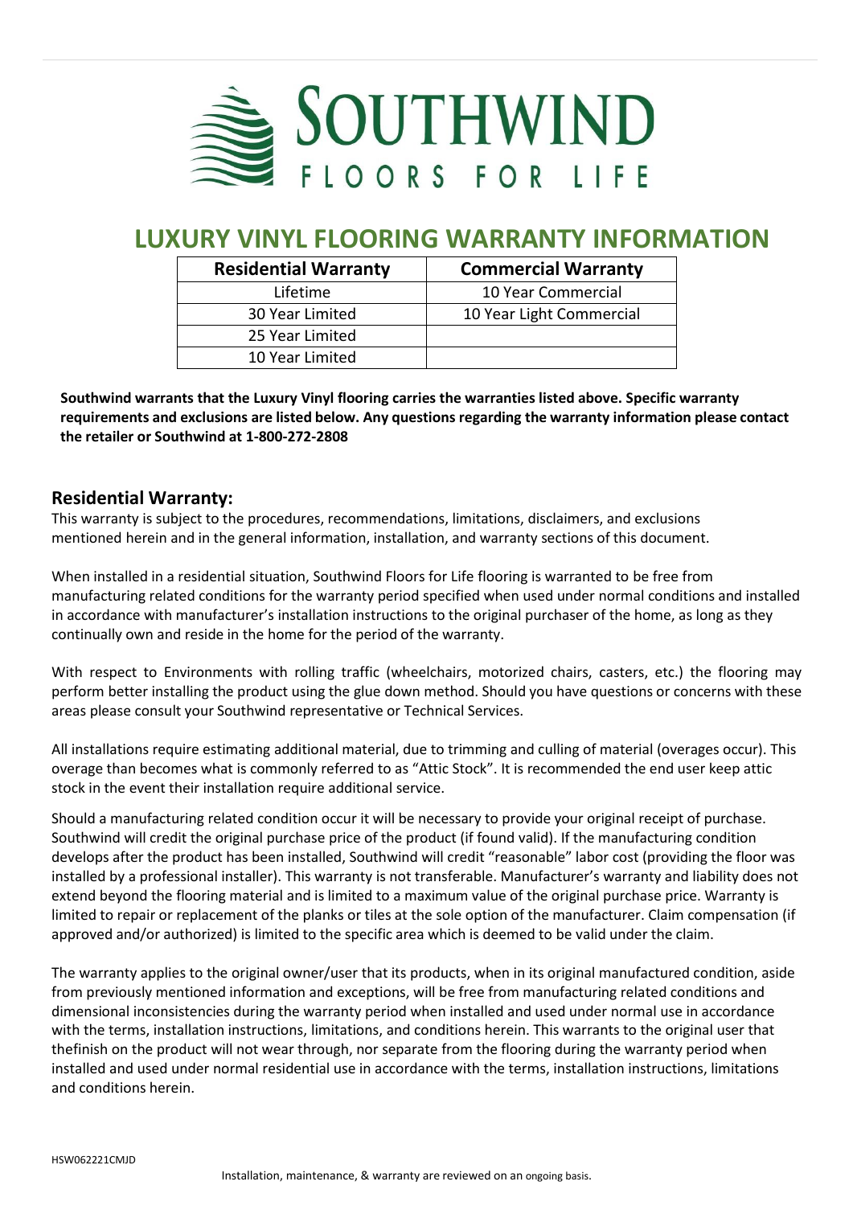# SOUTHWIND

FLOORS FOR LIFE

## LUXURY VINYL FLOORING WARRANTY INFORMATION

| Residential Warranty | Commercial Warranty |
| --- | --- |
| Lifetime | 10 Year Commercial |
| 30 Year Limited | 10 Year Light Commercial |
| 25 Year Limited | |
| 10 Year Limited | |

**Southwind warrants that the Luxury Vinyl flooring carries the warranties listed above. Specific warranty requirements and exclusions are listed below. Any questions regarding the warranty information please contact the retailer or Southwind at 1-800-272-2808**

### Residential Warranty:

This warranty is subject to the procedures, recommendations, limitations, disclaimers, and exclusions mentioned herein and in the general information, installation, and warranty sections of this document.

When installed in a residential situation, Southwind Floors for Life flooring is warranted to be free from manufacturing related conditions for the warranty period specified when used under normal conditions and installed in accordance with manufacturer's installation instructions to the original purchaser of the home, as long as they continually own and reside in the home for the period of the warranty.

With respect to Environments with rolling traffic (wheelchairs, motorized chairs, casters, etc.) the flooring may perform better installing the product using the glue down method. Should you have questions or concerns with these areas please consult your Southwind representative or Technical Services.

All installations require estimating additional material, due to trimming and culling of material (overages occur). This overage than becomes what is commonly referred to as "Attic Stock". It is recommended the end user keep attic stock in the event their installation require additional service.

Should a manufacturing related condition occur it will be necessary to provide your original receipt of purchase. Southwind will credit the original purchase price of the product (if found valid). If the manufacturing condition develops after the product has been installed, Southwind will credit "reasonable" labor cost (providing the floor was installed by a professional installer). This warranty is not transferable. Manufacturer's warranty and liability does not extend beyond the flooring material and is limited to a maximum value of the original purchase price. Warranty is limited to repair or replacement of the planks or tiles at the sole option of the manufacturer. Claim compensation (if approved and/or authorized) is limited to the specific area which is deemed to be valid under the claim.

The warranty applies to the original owner/user that its products, when in its original manufactured condition, aside from previously mentioned information and exceptions, will be free from manufacturing related conditions and dimensional inconsistencies during the warranty period when installed and used under normal use in accordance with the terms, installation instructions, limitations, and conditions herein. This warrants to the original user that thefinish on the product will not wear through, nor separate from the flooring during the warranty period when installed and used under normal residential use in accordance with the terms, installation instructions, limitations and conditions herein.

HSW062221CMJD

Installation, maintenance, & warranty are reviewed on an ongoing basis.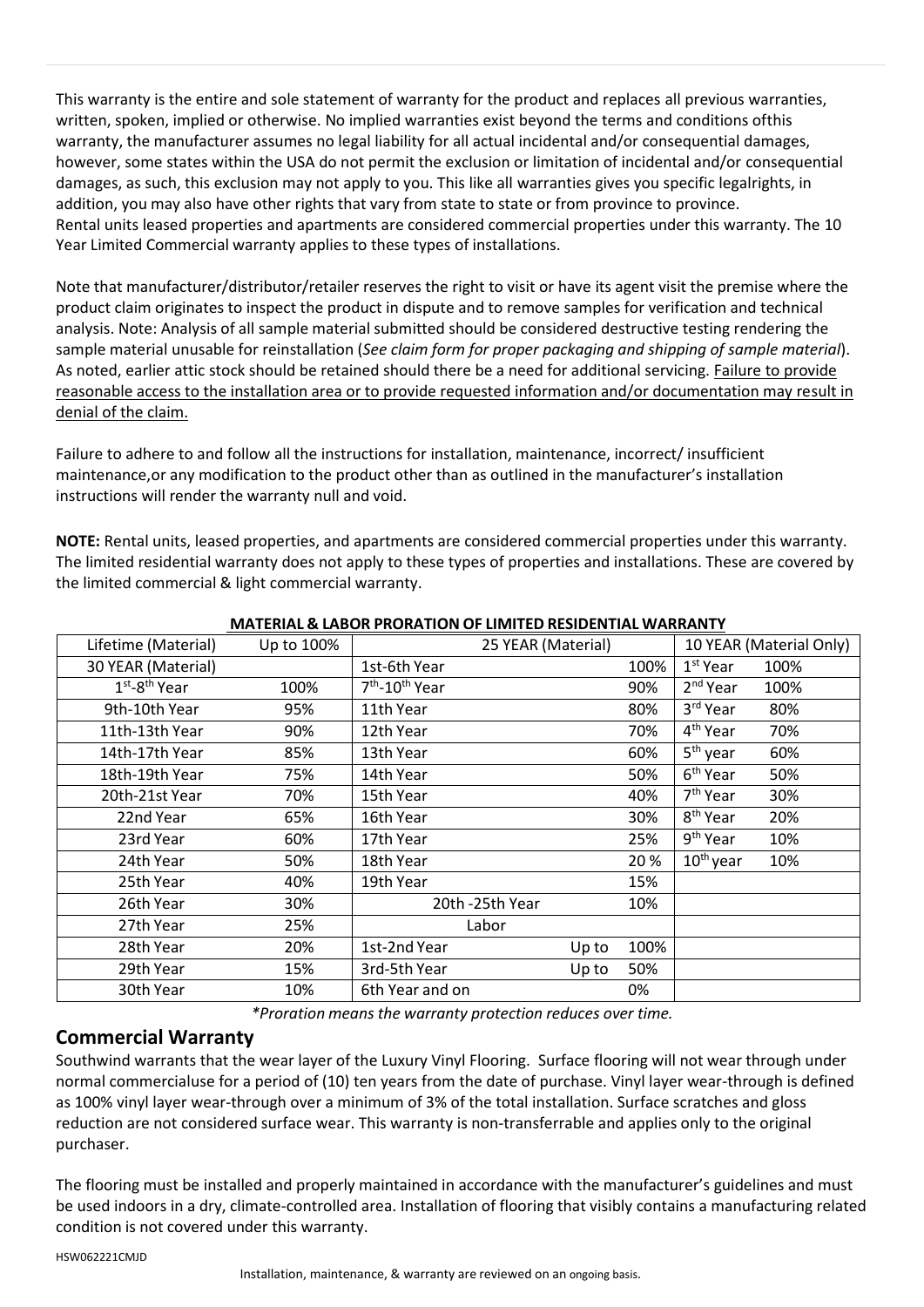This warranty is the entire and sole statement of warranty for the product and replaces all previous warranties, written, spoken, implied or otherwise. No implied warranties exist beyond the terms and conditions ofthis warranty, the manufacturer assumes no legal liability for all actual incidental and/or consequential damages, however, some states within the USA do not permit the exclusion or limitation of incidental and/or consequential damages, as such, this exclusion may not apply to you. This like all warranties gives you specific legalrights, in addition, you may also have other rights that vary from state to state or from province to province.
Rental units leased properties and apartments are considered commercial properties under this warranty. The 10 Year Limited Commercial warranty applies to these types of installations.

Note that manufacturer/distributor/retailer reserves the right to visit or have its agent visit the premise where the product claim originates to inspect the product in dispute and to remove samples for verification and technical analysis. Note: Analysis of all sample material submitted should be considered destructive testing rendering the sample material unusable for reinstallation (*See claim form for proper packaging and shipping of sample material*). As noted, earlier attic stock should be retained should there be a need for additional servicing. Failure to provide reasonable access to the installation area or to provide requested information and/or documentation may result in denial of the claim.

Failure to adhere to and follow all the instructions for installation, maintenance, incorrect/ insufficient maintenance,or any modification to the product other than as outlined in the manufacturer's installation instructions will render the warranty null and void.

**NOTE:** Rental units, leased properties, and apartments are considered commercial properties under this warranty. The limited residential warranty does not apply to these types of properties and installations. These are covered by the limited commercial & light commercial warranty.

**MATERIAL & LABOR PRORATION OF LIMITED RESIDENTIAL WARRANTY**

| Lifetime (Material) | Up to 100% | 25 YEAR (Material) | | | 10 YEAR (Material Only) | |
|---|---|---|---|---|---|---|
| 30 YEAR (Material) | | 1st-6th Year | | 100% | 1st Year | 100% |
| 1st-8th Year | 100% | 7th-10th Year | | 90% | 2nd Year | 100% |
| 9th-10th Year | 95% | 11th Year | | 80% | 3rd Year | 80% |
| 11th-13th Year | 90% | 12th Year | | 70% | 4th Year | 70% |
| 14th-17th Year | 85% | 13th Year | | 60% | 5th year | 60% |
| 18th-19th Year | 75% | 14th Year | | 50% | 6th Year | 50% |
| 20th-21st Year | 70% | 15th Year | | 40% | 7th Year | 30% |
| 22nd Year | 65% | 16th Year | | 30% | 8th Year | 20% |
| 23rd Year | 60% | 17th Year | | 25% | 9th Year | 10% |
| 24th Year | 50% | 18th Year | | 20 % | 10th year | 10% |
| 25th Year | 40% | 19th Year | | 15% | | |
| 26th Year | 30% | 20th -25th Year | | 10% | | |
| 27th Year | 25% | Labor | | | | |
| 28th Year | 20% | 1st-2nd Year | Up to | 100% | | |
| 29th Year | 15% | 3rd-5th Year | Up to | 50% | | |
| 30th Year | 10% | 6th Year and on | | 0% | | |

*\*Proration means the warranty protection reduces over time.*

## Commercial Warranty

Southwind warrants that the wear layer of the Luxury Vinyl Flooring. Surface flooring will not wear through under normal commercialuse for a period of (10) ten years from the date of purchase. Vinyl layer wear-through is defined as 100% vinyl layer wear-through over a minimum of 3% of the total installation. Surface scratches and gloss reduction are not considered surface wear. This warranty is non-transferrable and applies only to the original purchaser.

The flooring must be installed and properly maintained in accordance with the manufacturer's guidelines and must be used indoors in a dry, climate-controlled area. Installation of flooring that visibly contains a manufacturing related condition is not covered under this warranty.

HSW062221CMJD

Installation, maintenance, & warranty are reviewed on an ongoing basis.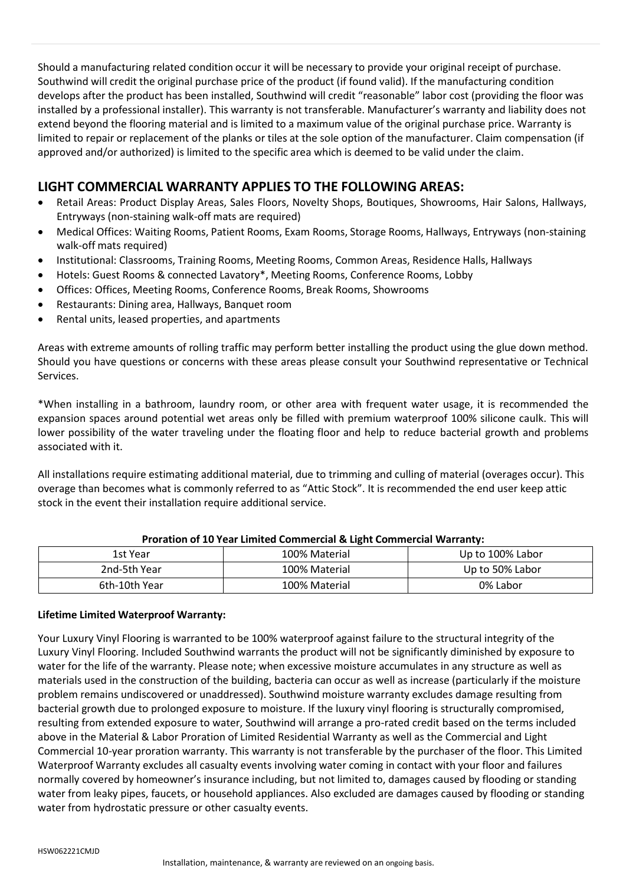Should a manufacturing related condition occur it will be necessary to provide your original receipt of purchase. Southwind will credit the original purchase price of the product (if found valid). If the manufacturing condition develops after the product has been installed, Southwind will credit "reasonable" labor cost (providing the floor was installed by a professional installer). This warranty is not transferable. Manufacturer's warranty and liability does not extend beyond the flooring material and is limited to a maximum value of the original purchase price. Warranty is limited to repair or replacement of the planks or tiles at the sole option of the manufacturer. Claim compensation (if approved and/or authorized) is limited to the specific area which is deemed to be valid under the claim.

## LIGHT COMMERCIAL WARRANTY APPLIES TO THE FOLLOWING AREAS:

- Retail Areas: Product Display Areas, Sales Floors, Novelty Shops, Boutiques, Showrooms, Hair Salons, Hallways, Entryways (non-staining walk-off mats are required)
- Medical Offices: Waiting Rooms, Patient Rooms, Exam Rooms, Storage Rooms, Hallways, Entryways (non-staining walk-off mats required)
- Institutional: Classrooms, Training Rooms, Meeting Rooms, Common Areas, Residence Halls, Hallways
- Hotels: Guest Rooms & connected Lavatory*, Meeting Rooms, Conference Rooms, Lobby
- Offices: Offices, Meeting Rooms, Conference Rooms, Break Rooms, Showrooms
- Restaurants: Dining area, Hallways, Banquet room
- Rental units, leased properties, and apartments

Areas with extreme amounts of rolling traffic may perform better installing the product using the glue down method. Should you have questions or concerns with these areas please consult your Southwind representative or Technical Services.

*When installing in a bathroom, laundry room, or other area with frequent water usage, it is recommended the expansion spaces around potential wet areas only be filled with premium waterproof 100% silicone caulk. This will lower possibility of the water traveling under the floating floor and help to reduce bacterial growth and problems associated with it.

All installations require estimating additional material, due to trimming and culling of material (overages occur). This overage than becomes what is commonly referred to as "Attic Stock". It is recommended the end user keep attic stock in the event their installation require additional service.

**Proration of 10 Year Limited Commercial & Light Commercial Warranty:**

| | | |
|---|---|---|
| 1st Year | 100% Material | Up to 100% Labor |
| 2nd-5th Year | 100% Material | Up to 50% Labor |
| 6th-10th Year | 100% Material | 0% Labor |

**Lifetime Limited Waterproof Warranty:**

Your Luxury Vinyl Flooring is warranted to be 100% waterproof against failure to the structural integrity of the Luxury Vinyl Flooring. Included Southwind warrants the product will not be significantly diminished by exposure to water for the life of the warranty. Please note; when excessive moisture accumulates in any structure as well as materials used in the construction of the building, bacteria can occur as well as increase (particularly if the moisture problem remains undiscovered or unaddressed). Southwind moisture warranty excludes damage resulting from bacterial growth due to prolonged exposure to moisture. If the luxury vinyl flooring is structurally compromised, resulting from extended exposure to water, Southwind will arrange a pro-rated credit based on the terms included above in the Material & Labor Proration of Limited Residential Warranty as well as the Commercial and Light Commercial 10-year proration warranty. This warranty is not transferable by the purchaser of the floor. This Limited Waterproof Warranty excludes all casualty events involving water coming in contact with your floor and failures normally covered by homeowner's insurance including, but not limited to, damages caused by flooding or standing water from leaky pipes, faucets, or household appliances. Also excluded are damages caused by flooding or standing water from hydrostatic pressure or other casualty events.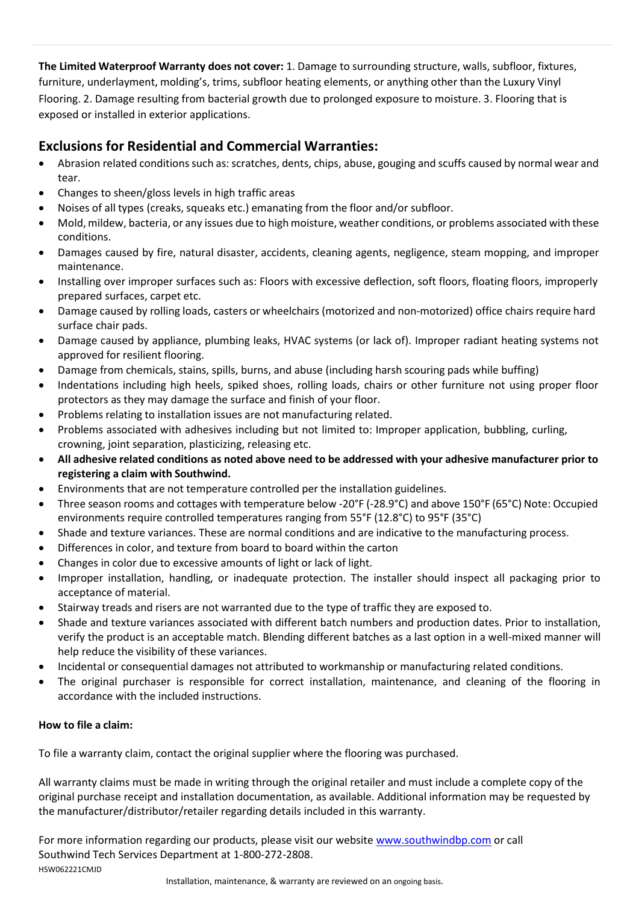**The Limited Waterproof Warranty does not cover:** 1. Damage to surrounding structure, walls, subfloor, fixtures, furniture, underlayment, molding's, trims, subfloor heating elements, or anything other than the Luxury Vinyl Flooring. 2. Damage resulting from bacterial growth due to prolonged exposure to moisture. 3. Flooring that is exposed or installed in exterior applications.

## Exclusions for Residential and Commercial Warranties:

- Abrasion related conditions such as: scratches, dents, chips, abuse, gouging and scuffs caused by normal wear and tear.
- Changes to sheen/gloss levels in high traffic areas
- Noises of all types (creaks, squeaks etc.) emanating from the floor and/or subfloor.
- Mold, mildew, bacteria, or any issues due to high moisture, weather conditions, or problems associated with these conditions.
- Damages caused by fire, natural disaster, accidents, cleaning agents, negligence, steam mopping, and improper maintenance.
- Installing over improper surfaces such as: Floors with excessive deflection, soft floors, floating floors, improperly prepared surfaces, carpet etc.
- Damage caused by rolling loads, casters or wheelchairs (motorized and non-motorized) office chairs require hard surface chair pads.
- Damage caused by appliance, plumbing leaks, HVAC systems (or lack of). Improper radiant heating systems not approved for resilient flooring.
- Damage from chemicals, stains, spills, burns, and abuse (including harsh scouring pads while buffing)
- Indentations including high heels, spiked shoes, rolling loads, chairs or other furniture not using proper floor protectors as they may damage the surface and finish of your floor.
- Problems relating to installation issues are not manufacturing related.
- Problems associated with adhesives including but not limited to: Improper application, bubbling, curling, crowning, joint separation, plasticizing, releasing etc.
- **All adhesive related conditions as noted above need to be addressed with your adhesive manufacturer prior to registering a claim with Southwind.**
- Environments that are not temperature controlled per the installation guidelines.
- Three season rooms and cottages with temperature below -20°F (-28.9°C) and above 150°F (65°C) Note: Occupied environments require controlled temperatures ranging from 55°F (12.8°C) to 95°F (35°C)
- Shade and texture variances. These are normal conditions and are indicative to the manufacturing process.
- Differences in color, and texture from board to board within the carton
- Changes in color due to excessive amounts of light or lack of light.
- Improper installation, handling, or inadequate protection. The installer should inspect all packaging prior to acceptance of material.
- Stairway treads and risers are not warranted due to the type of traffic they are exposed to.
- Shade and texture variances associated with different batch numbers and production dates. Prior to installation, verify the product is an acceptable match. Blending different batches as a last option in a well-mixed manner will help reduce the visibility of these variances.
- Incidental or consequential damages not attributed to workmanship or manufacturing related conditions.
- The original purchaser is responsible for correct installation, maintenance, and cleaning of the flooring in accordance with the included instructions.

**How to file a claim:**

To file a warranty claim, contact the original supplier where the flooring was purchased.

All warranty claims must be made in writing through the original retailer and must include a complete copy of the original purchase receipt and installation documentation, as available. Additional information may be requested by the manufacturer/distributor/retailer regarding details included in this warranty.

For more information regarding our products, please visit our website [www.southwindbp.com](www.southwindbp.com) or call Southwind Tech Services Department at 1-800-272-2808.

HSW062221CMJD

Installation, maintenance, & warranty are reviewed on an ongoing basis.